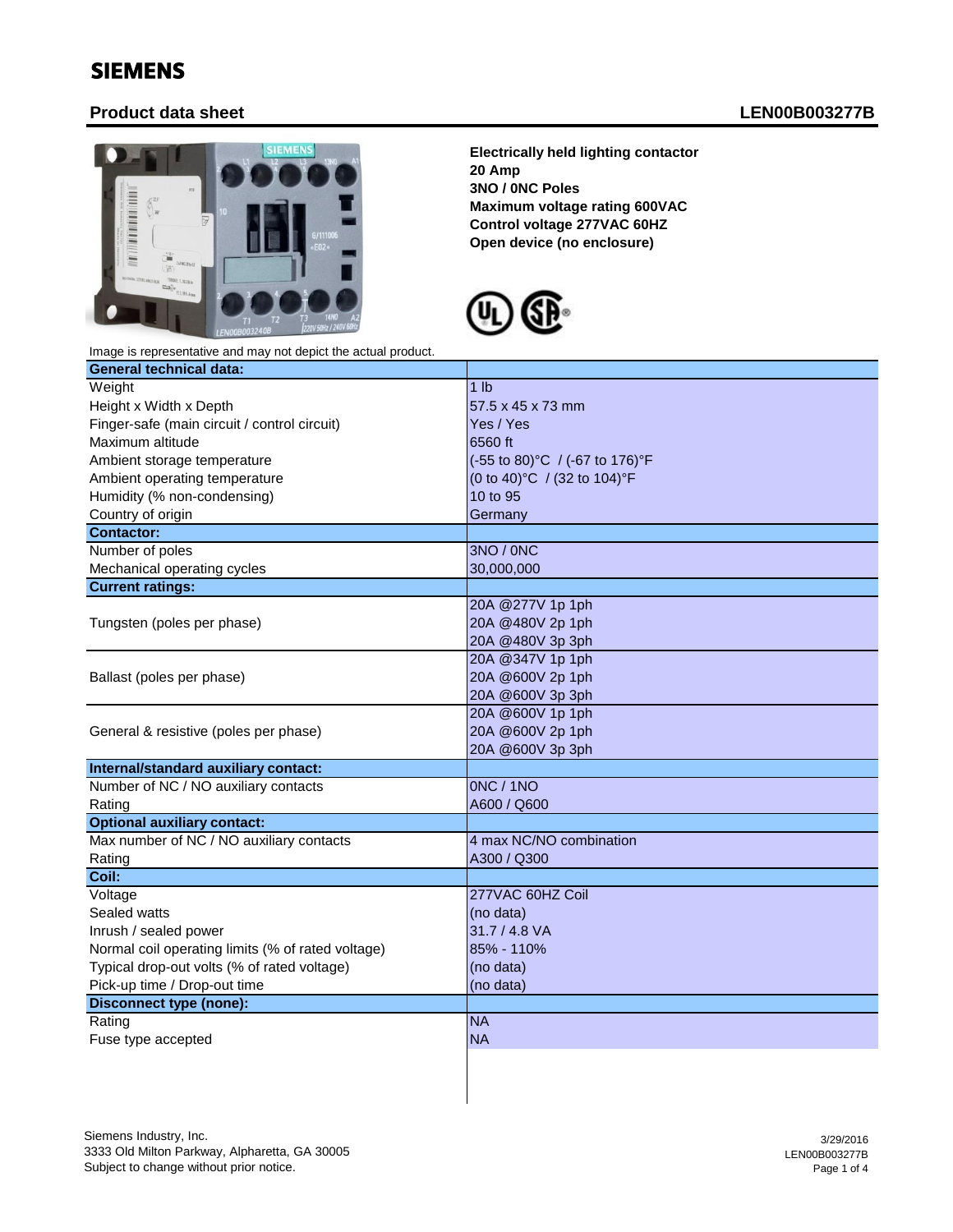# SIEMENS

## Product data sheet

**LEN00B003277B**

**Electrically held lighting contactor**
**20 Amp**
**3NO / 0NC Poles**
**Maximum voltage rating 600VAC**
**Control voltage 277VAC 60HZ**
**Open device (no enclosure)**

Image is representative and may not depict the actual product.

| **General technical data:** | |
|---|---|
| Weight | 1 lb |
| Height x Width x Depth | 57.5 x 45 x 73 mm |
| Finger-safe (main circuit / control circuit) | Yes / Yes |
| Maximum altitude | 6560 ft |
| Ambient storage temperature | (-55 to 80)°C / (-67 to 176)°F |
| Ambient operating temperature | (0 to 40)°C / (32 to 104)°F |
| Humidity (% non-condensing) | 10 to 95 |
| Country of origin | Germany |
| **Contactor:** | |
| Number of poles | 3NO / 0NC |
| Mechanical operating cycles | 30,000,000 |
| **Current ratings:** | |
| Tungsten (poles per phase) | 20A @277V 1p 1ph<br>20A @480V 2p 1ph<br>20A @480V 3p 3ph |
| Ballast (poles per phase) | 20A @347V 1p 1ph<br>20A @600V 2p 1ph<br>20A @600V 3p 3ph |
| General & resistive (poles per phase) | 20A @600V 1p 1ph<br>20A @600V 2p 1ph<br>20A @600V 3p 3ph |
| **Internal/standard auxiliary contact:** | |
| Number of NC / NO auxiliary contacts | 0NC / 1NO |
| Rating | A600 / Q600 |
| **Optional auxiliary contact:** | |
| Max number of NC / NO auxiliary contacts | 4 max NC/NO combination |
| Rating | A300 / Q300 |
| **Coil:** | |
| Voltage | 277VAC 60HZ Coil |
| Sealed watts | (no data) |
| Inrush / sealed power | 31.7 / 4.8 VA |
| Normal coil operating limits (% of rated voltage) | 85% - 110% |
| Typical drop-out volts (% of rated voltage) | (no data) |
| Pick-up time / Drop-out time | (no data) |
| **Disconnect type (none):** | |
| Rating | NA |
| Fuse type accepted | NA |

Siemens Industry, Inc.
3333 Old Milton Parkway, Alpharetta, GA 30005
Subject to change without prior notice.

3/29/2016
LEN00B003277B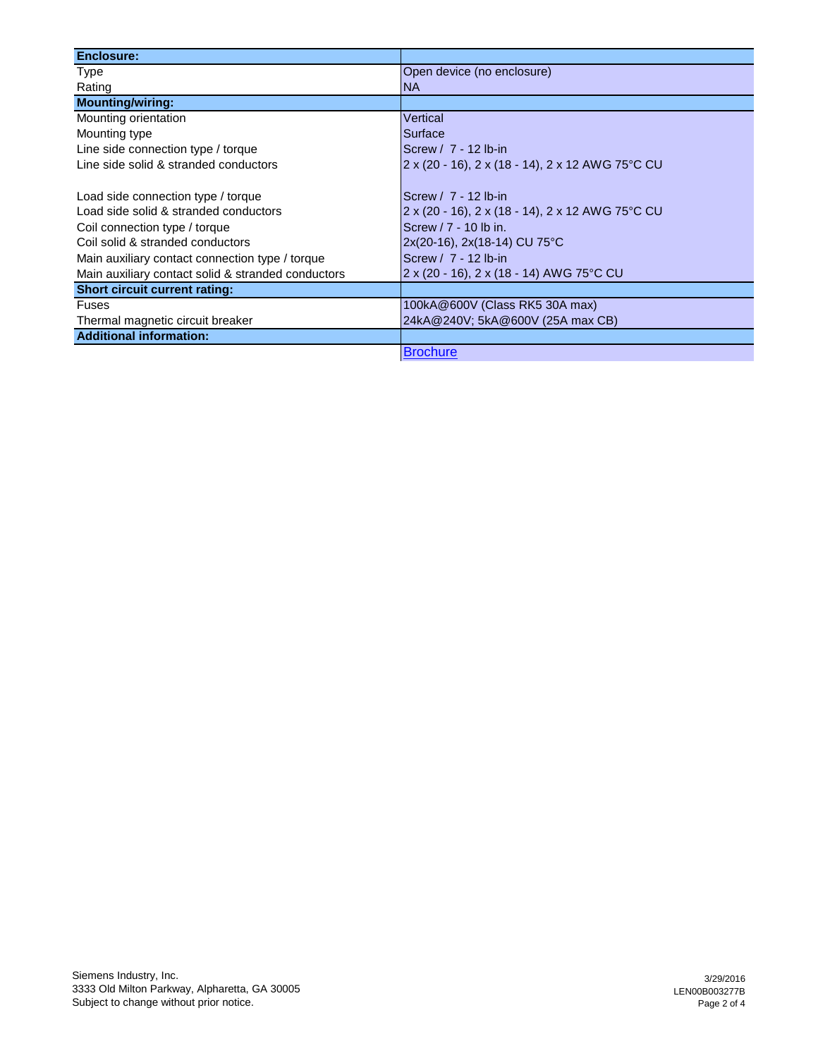| Enclosure: | |
| --- | --- |
| Type | Open device (no enclosure) |
| Rating | NA |
| **Mounting/wiring:** | |
| Mounting orientation | Vertical |
| Mounting type | Surface |
| Line side connection type / torque | Screw / 7 - 12 lb-in |
| Line side solid & stranded conductors | 2 x (20 - 16), 2 x (18 - 14), 2 x 12 AWG 75°C CU |
| Load side connection type / torque | Screw / 7 - 12 lb-in |
| Load side solid & stranded conductors | 2 x (20 - 16), 2 x (18 - 14), 2 x 12 AWG 75°C CU |
| Coil connection type / torque | Screw / 7 - 10 lb in. |
| Coil solid & stranded conductors | 2x(20-16), 2x(18-14) CU 75°C |
| Main auxiliary contact connection type / torque | Screw / 7 - 12 lb-in |
| Main auxiliary contact solid & stranded conductors | 2 x (20 - 16), 2 x (18 - 14) AWG 75°C CU |
| **Short circuit current rating:** | |
| Fuses | 100kA@600V (Class RK5 30A max) |
| Thermal magnetic circuit breaker | 24kA@240V; 5kA@600V (25A max CB) |
| **Additional information:** | |
| | Brochure |

Siemens Industry, Inc.
3333 Old Milton Parkway, Alpharetta, GA 30005
Subject to change without prior notice.

3/29/2016
LEN00B003277B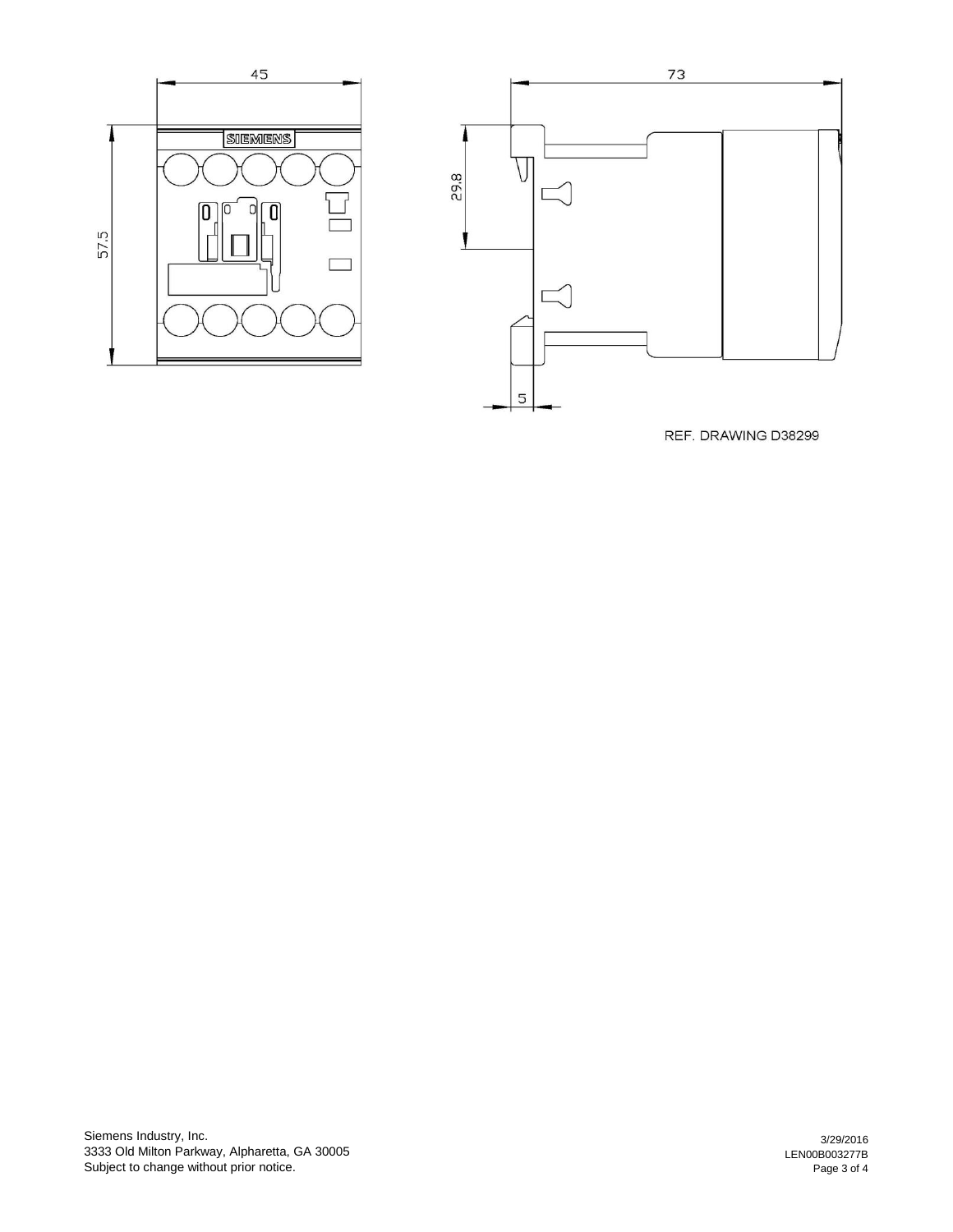45

SIEMENS

57.5

73

29.8

5

REF. DRAWING D38299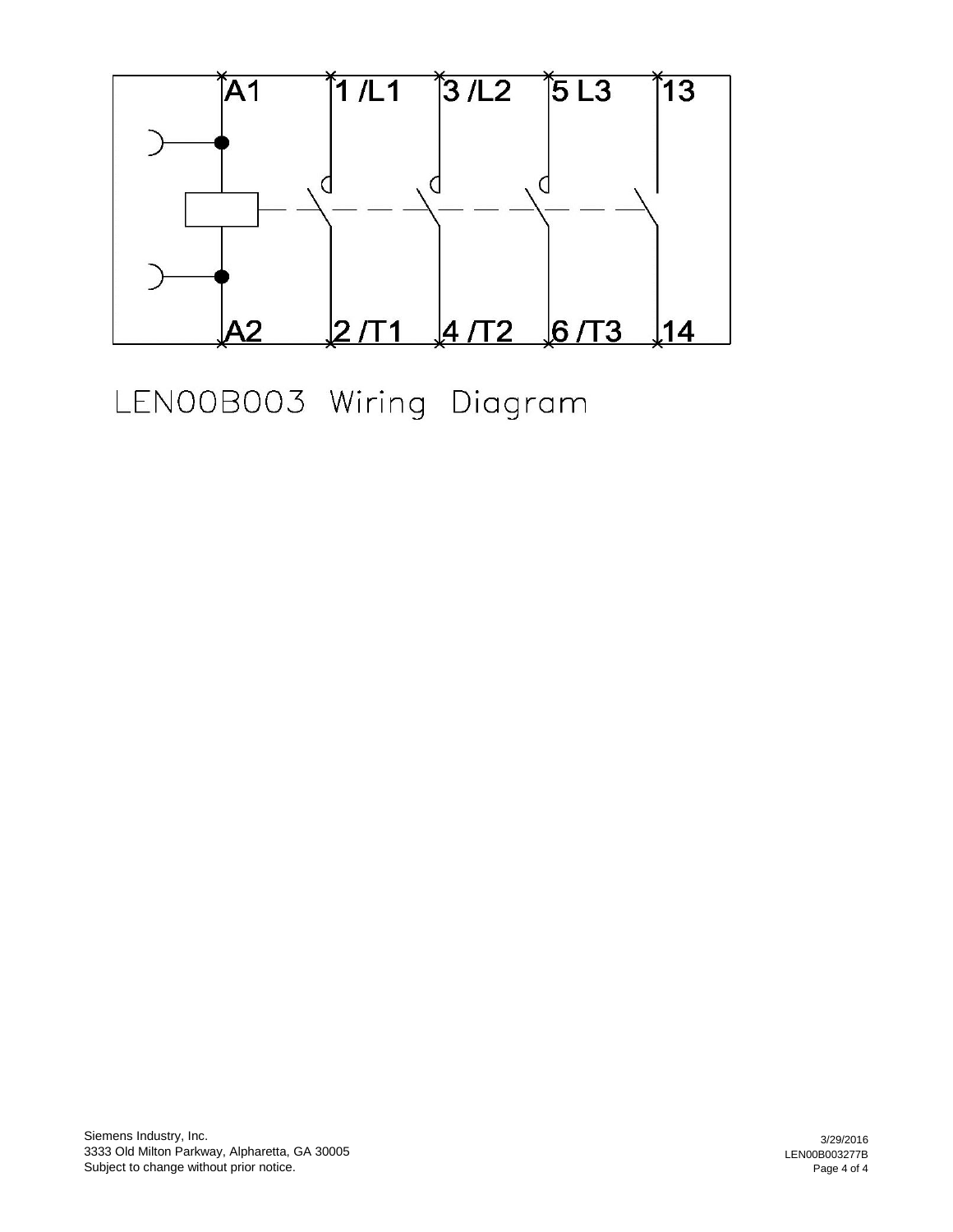A1 1 /L1 3 /L2 5 L3 13

A2 2 /T1 4 /T2 6 /T3 14

LEN00B003 Wiring Diagram

Siemens Industry, Inc.
3333 Old Milton Parkway, Alpharetta, GA 30005
Subject to change without prior notice.

3/29/2016
LEN00B003277B